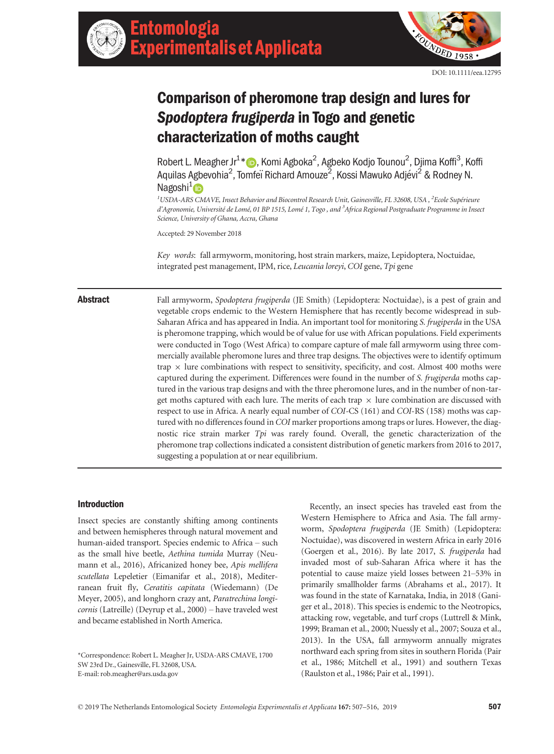DOI: 10.1111/eea.12795

# Comparison of pheromone trap design and lures for *Spodoptera frugiperda* in Togo and genetic characterization of moths caught

Robert L. Meagher Jr[1]*, Komi Agboka[2], Agbeko Kodjo Tounou[2], Djima Koffi[3], Koffi Aquilas Agbevohia[2], Tomfeï Richard Amouze[2], Kossi Mawuko Adjévi[2] & Rodney N. Nagoshi[1]

[1]*USDA-ARS CMAVE, Insect Behavior and Biocontrol Research Unit, Gainesville, FL 32608, USA*, [2]*Ecole Supérieure d'Agronomie, Université de Lomé, 01 BP 1515, Lomé 1, Togo*, and [3]*Africa Regional Postgraduate Programme in Insect Science, University of Ghana, Accra, Ghana*

Accepted: 29 November 2018

*Key words*: fall armyworm, monitoring, host strain markers, maize, Lepidoptera, Noctuidae, integrated pest management, IPM, rice, *Leucania loreyi*, *COI* gene, *Tpi* gene

## Abstract

Fall armyworm, *Spodoptera frugiperda* (JE Smith) (Lepidoptera: Noctuidae), is a pest of grain and vegetable crops endemic to the Western Hemisphere that has recently become widespread in sub-Saharan Africa and has appeared in India. An important tool for monitoring *S. frugiperda* in the USA is pheromone trapping, which would be of value for use with African populations. Field experiments were conducted in Togo (West Africa) to compare capture of male fall armyworm using three commercially available pheromone lures and three trap designs. The objectives were to identify optimum trap × lure combinations with respect to sensitivity, specificity, and cost. Almost 400 moths were captured during the experiment. Differences were found in the number of *S. frugiperda* moths captured in the various trap designs and with the three pheromone lures, and in the number of non-target moths captured with each lure. The merits of each trap × lure combination are discussed with respect to use in Africa. A nearly equal number of *COI*-CS (161) and *COI*-RS (158) moths was captured with no differences found in *COI* marker proportions among traps or lures. However, the diagnostic rice strain marker *Tpi* was rarely found. Overall, the genetic characterization of the pheromone trap collections indicated a consistent distribution of genetic markers from 2016 to 2017, suggesting a population at or near equilibrium.

## Introduction

Insect species are constantly shifting among continents and between hemispheres through natural movement and human-aided transport. Species endemic to Africa – such as the small hive beetle, *Aethina tumida* Murray (Neumann et al., 2016), Africanized honey bee, *Apis mellifera scutellata* Lepeletier (Eimanifar et al., 2018), Mediterranean fruit fly, *Ceratitis capitata* (Wiedemann) (De Meyer, 2005), and longhorn crazy ant, *Paratrechina longicornis* (Latreille) (Deyrup et al., 2000) – have traveled west and became established in North America.

Recently, an insect species has traveled east from the Western Hemisphere to Africa and Asia. The fall armyworm, *Spodoptera frugiperda* (JE Smith) (Lepidoptera: Noctuidae), was discovered in western Africa in early 2016 (Goergen et al., 2016). By late 2017, *S. frugiperda* had invaded most of sub-Saharan Africa where it has the potential to cause maize yield losses between 21–53% in primarily smallholder farms (Abrahams et al., 2017). It was found in the state of Karnataka, India, in 2018 (Ganiger et al., 2018). This species is endemic to the Neotropics, attacking row, vegetable, and turf crops (Luttrell & Mink, 1999; Braman et al., 2000; Nuessly et al., 2007; Souza et al., 2013). In the USA, fall armyworm annually migrates northward each spring from sites in southern Florida (Pair et al., 1986; Mitchell et al., 1991) and southern Texas (Raulston et al., 1986; Pair et al., 1991).

*Correspondence: Robert L. Meagher Jr, USDA-ARS CMAVE, 1700 SW 23rd Dr., Gainesville, FL 32608, USA. E-mail: rob.meagher@ars.usda.gov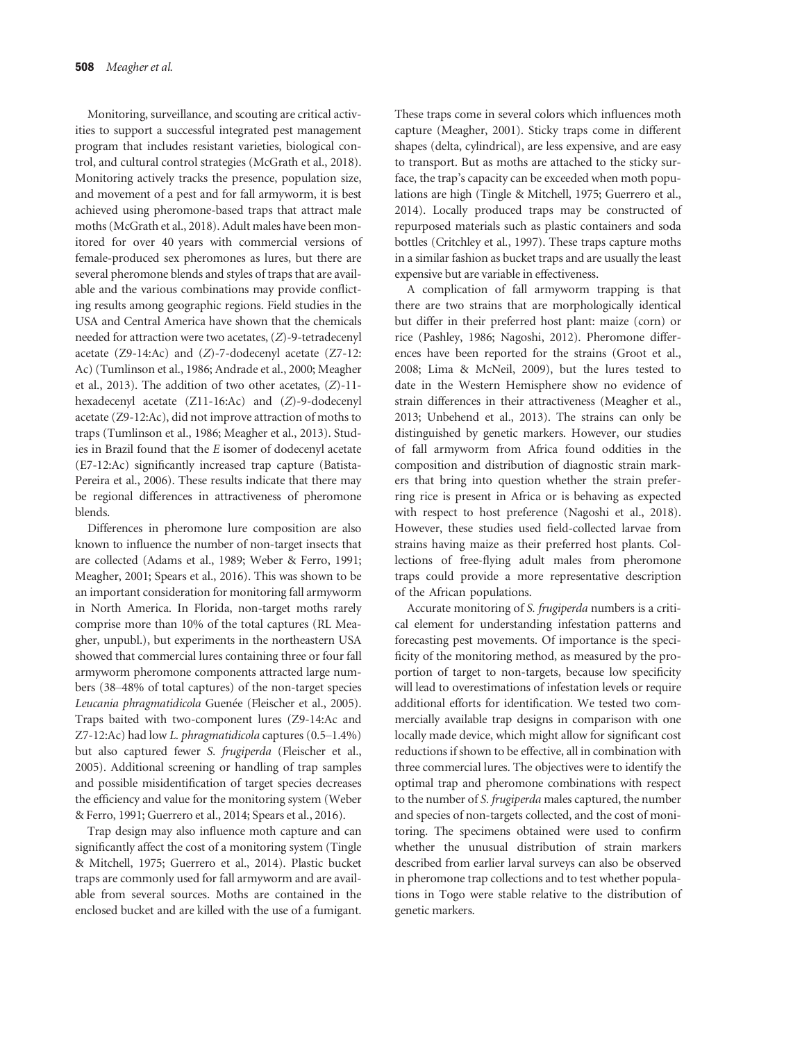Monitoring, surveillance, and scouting are critical activities to support a successful integrated pest management program that includes resistant varieties, biological control, and cultural control strategies (McGrath et al., 2018). Monitoring actively tracks the presence, population size, and movement of a pest and for fall armyworm, it is best achieved using pheromone-based traps that attract male moths (McGrath et al., 2018). Adult males have been monitored for over 40 years with commercial versions of female-produced sex pheromones as lures, but there are several pheromone blends and styles of traps that are available and the various combinations may provide conflicting results among geographic regions. Field studies in the USA and Central America have shown that the chemicals needed for attraction were two acetates, (*Z*)-9-tetradecenyl acetate (Z9-14:Ac) and (*Z*)-7-dodecenyl acetate (Z7-12:Ac) (Tumlinson et al., 1986; Andrade et al., 2000; Meagher et al., 2013). The addition of two other acetates, (*Z*)-11-hexadecenyl acetate (Z11-16:Ac) and (*Z*)-9-dodecenyl acetate (Z9-12:Ac), did not improve attraction of moths to traps (Tumlinson et al., 1986; Meagher et al., 2013). Studies in Brazil found that the *E* isomer of dodecenyl acetate (E7-12:Ac) significantly increased trap capture (Batista-Pereira et al., 2006). These results indicate that there may be regional differences in attractiveness of pheromone blends.

Differences in pheromone lure composition are also known to influence the number of non-target insects that are collected (Adams et al., 1989; Weber & Ferro, 1991; Meagher, 2001; Spears et al., 2016). This was shown to be an important consideration for monitoring fall armyworm in North America. In Florida, non-target moths rarely comprise more than 10% of the total captures (RL Meagher, unpubl.), but experiments in the northeastern USA showed that commercial lures containing three or four fall armyworm pheromone components attracted large numbers (38–48% of total captures) of the non-target species *Leucania phragmatidicola* Guenée (Fleischer et al., 2005). Traps baited with two-component lures (Z9-14:Ac and Z7-12:Ac) had low *L. phragmatidicola* captures (0.5–1.4%) but also captured fewer *S. frugiperda* (Fleischer et al., 2005). Additional screening or handling of trap samples and possible misidentification of target species decreases the efficiency and value for the monitoring system (Weber & Ferro, 1991; Guerrero et al., 2014; Spears et al., 2016).

Trap design may also influence moth capture and can significantly affect the cost of a monitoring system (Tingle & Mitchell, 1975; Guerrero et al., 2014). Plastic bucket traps are commonly used for fall armyworm and are available from several sources. Moths are contained in the enclosed bucket and are killed with the use of a fumigant. These traps come in several colors which influences moth capture (Meagher, 2001). Sticky traps come in different shapes (delta, cylindrical), are less expensive, and are easy to transport. But as moths are attached to the sticky surface, the trap's capacity can be exceeded when moth populations are high (Tingle & Mitchell, 1975; Guerrero et al., 2014). Locally produced traps may be constructed of repurposed materials such as plastic containers and soda bottles (Critchley et al., 1997). These traps capture moths in a similar fashion as bucket traps and are usually the least expensive but are variable in effectiveness.

A complication of fall armyworm trapping is that there are two strains that are morphologically identical but differ in their preferred host plant: maize (corn) or rice (Pashley, 1986; Nagoshi, 2012). Pheromone differences have been reported for the strains (Groot et al., 2008; Lima & McNeil, 2009), but the lures tested to date in the Western Hemisphere show no evidence of strain differences in their attractiveness (Meagher et al., 2013; Unbehend et al., 2013). The strains can only be distinguished by genetic markers. However, our studies of fall armyworm from Africa found oddities in the composition and distribution of diagnostic strain markers that bring into question whether the strain preferring rice is present in Africa or is behaving as expected with respect to host preference (Nagoshi et al., 2018). However, these studies used field-collected larvae from strains having maize as their preferred host plants. Collections of free-flying adult males from pheromone traps could provide a more representative description of the African populations.

Accurate monitoring of *S. frugiperda* numbers is a critical element for understanding infestation patterns and forecasting pest movements. Of importance is the specificity of the monitoring method, as measured by the proportion of target to non-targets, because low specificity will lead to overestimations of infestation levels or require additional efforts for identification. We tested two commercially available trap designs in comparison with one locally made device, which might allow for significant cost reductions if shown to be effective, all in combination with three commercial lures. The objectives were to identify the optimal trap and pheromone combinations with respect to the number of *S. frugiperda* males captured, the number and species of non-targets collected, and the cost of monitoring. The specimens obtained were used to confirm whether the unusual distribution of strain markers described from earlier larval surveys can also be observed in pheromone trap collections and to test whether populations in Togo were stable relative to the distribution of genetic markers.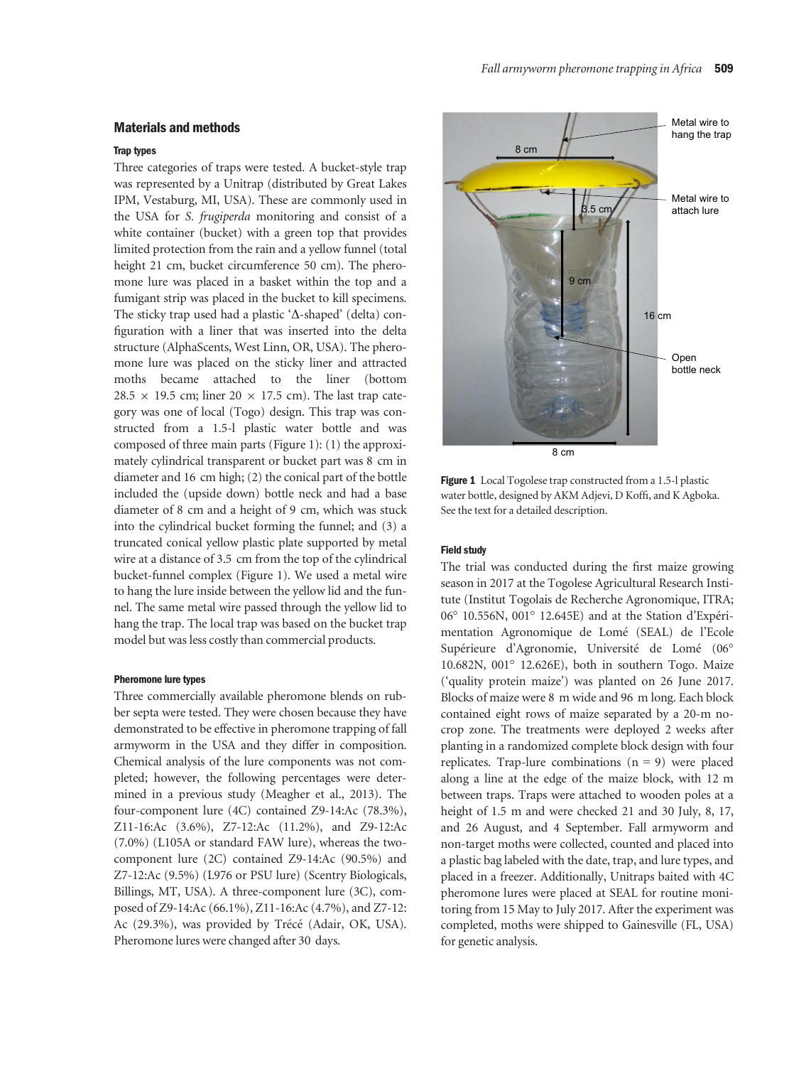## Materials and methods

### Trap types

Three categories of traps were tested. A bucket-style trap was represented by a Unitrap (distributed by Great Lakes IPM, Vestaburg, MI, USA). These are commonly used in the USA for *S. frugiperda* monitoring and consist of a white container (bucket) with a green top that provides limited protection from the rain and a yellow funnel (total height 21 cm, bucket circumference 50 cm). The pheromone lure was placed in a basket within the top and a fumigant strip was placed in the bucket to kill specimens. The sticky trap used had a plastic 'Δ-shaped' (delta) configuration with a liner that was inserted into the delta structure (AlphaScents, West Linn, OR, USA). The pheromone lure was placed on the sticky liner and attracted moths became attached to the liner (bottom 28.5 × 19.5 cm; liner 20 × 17.5 cm). The last trap category was one of local (Togo) design. This trap was constructed from a 1.5-l plastic water bottle and was composed of three main parts (Figure 1): (1) the approximately cylindrical transparent or bucket part was 8 cm in diameter and 16 cm high; (2) the conical part of the bottle included the (upside down) bottle neck and had a base diameter of 8 cm and a height of 9 cm, which was stuck into the cylindrical bucket forming the funnel; and (3) a truncated conical yellow plastic plate supported by metal wire at a distance of 3.5 cm from the top of the cylindrical bucket-funnel complex (Figure 1). We used a metal wire to hang the lure inside between the yellow lid and the funnel. The same metal wire passed through the yellow lid to hang the trap. The local trap was based on the bucket trap model but was less costly than commercial products.

### Pheromone lure types

Three commercially available pheromone blends on rubber septa were tested. They were chosen because they have demonstrated to be effective in pheromone trapping of fall armyworm in the USA and they differ in composition. Chemical analysis of the lure components was not completed; however, the following percentages were determined in a previous study (Meagher et al., 2013). The four-component lure (4C) contained Z9-14:Ac (78.3%), Z11-16:Ac (3.6%), Z7-12:Ac (11.2%), and Z9-12:Ac (7.0%) (L105A or standard FAW lure), whereas the two-component lure (2C) contained Z9-14:Ac (90.5%) and Z7-12:Ac (9.5%) (L976 or PSU lure) (Scentry Biologicals, Billings, MT, USA). A three-component lure (3C), composed of Z9-14:Ac (66.1%), Z11-16:Ac (4.7%), and Z7-12:Ac (29.3%), was provided by Trécé (Adair, OK, USA). Pheromone lures were changed after 30 days.

8 cm | Metal wire to hang the trap | Metal wire to attach lure | 3.5 cm | 9 cm | 16 cm | Open bottle neck | 8 cm

**Figure 1** Local Togolese trap constructed from a 1.5-l plastic water bottle, designed by AKM Adjevi, D Koffi, and K Agboka. See the text for a detailed description.

### Field study

The trial was conducted during the first maize growing season in 2017 at the Togolese Agricultural Research Institute (Institut Togolais de Recherche Agronomique, ITRA; 06° 10.556N, 001° 12.645E) and at the Station d'Expérimentation Agronomique de Lomé (SEAL) de l'Ecole Supérieure d'Agronomie, Université de Lomé (06° 10.682N, 001° 12.626E), both in southern Togo. Maize ('quality protein maize') was planted on 26 June 2017. Blocks of maize were 8 m wide and 96 m long. Each block contained eight rows of maize separated by a 20-m no-crop zone. The treatments were deployed 2 weeks after planting in a randomized complete block design with four replicates. Trap-lure combinations (n = 9) were placed along a line at the edge of the maize block, with 12 m between traps. Traps were attached to wooden poles at a height of 1.5 m and were checked 21 and 30 July, 8, 17, and 26 August, and 4 September. Fall armyworm and non-target moths were collected, counted and placed into a plastic bag labeled with the date, trap, and lure types, and placed in a freezer. Additionally, Unitraps baited with 4C pheromone lures were placed at SEAL for routine monitoring from 15 May to July 2017. After the experiment was completed, moths were shipped to Gainesville (FL, USA) for genetic analysis.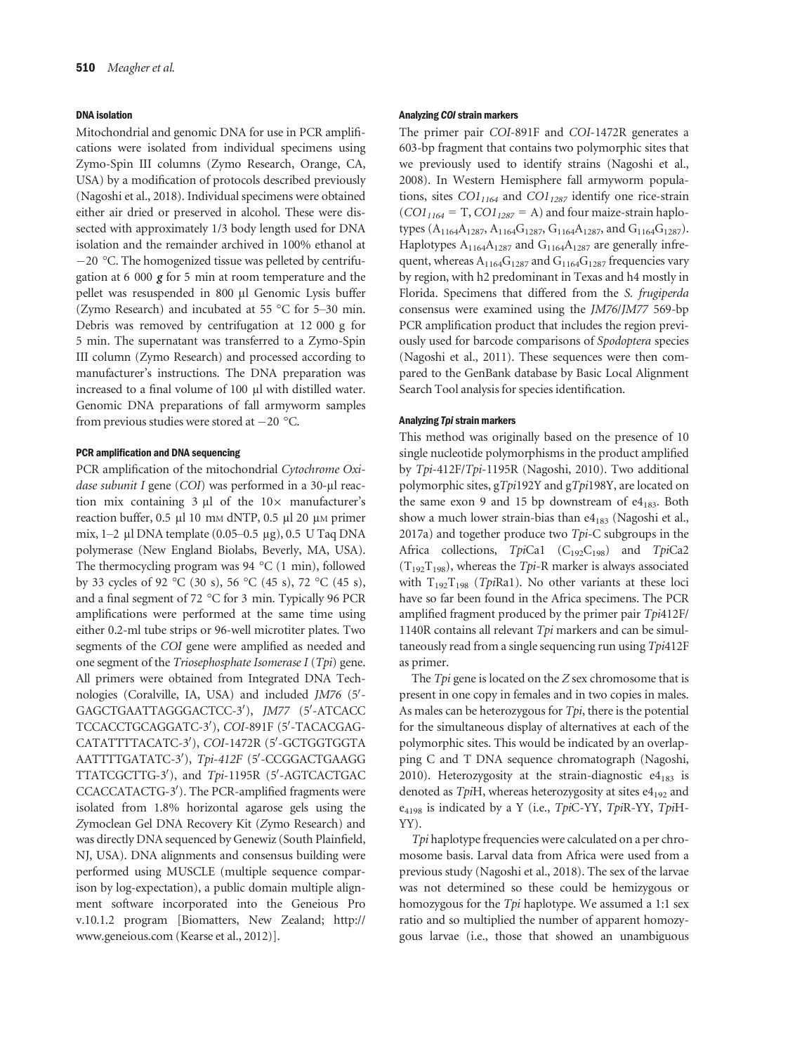#### DNA isolation

Mitochondrial and genomic DNA for use in PCR amplifications were isolated from individual specimens using Zymo-Spin III columns (Zymo Research, Orange, CA, USA) by a modification of protocols described previously (Nagoshi et al., 2018). Individual specimens were obtained either air dried or preserved in alcohol. These were dissected with approximately 1/3 body length used for DNA isolation and the remainder archived in 100% ethanol at −20 °C. The homogenized tissue was pelleted by centrifugation at 6 000 ***g*** for 5 min at room temperature and the pellet was resuspended in 800 µl Genomic Lysis buffer (Zymo Research) and incubated at 55 °C for 5–30 min. Debris was removed by centrifugation at 12 000 g for 5 min. The supernatant was transferred to a Zymo-Spin III column (Zymo Research) and processed according to manufacturer's instructions. The DNA preparation was increased to a final volume of 100 µl with distilled water. Genomic DNA preparations of fall armyworm samples from previous studies were stored at −20 °C.

#### PCR amplification and DNA sequencing

PCR amplification of the mitochondrial *Cytochrome Oxidase subunit I* gene (*COI*) was performed in a 30-µl reaction mix containing 3 µl of the 10× manufacturer's reaction buffer, 0.5 µl 10 mM dNTP, 0.5 µl 20 µM primer mix, 1–2 µl DNA template (0.05–0.5 µg), 0.5 U Taq DNA polymerase (New England Biolabs, Beverly, MA, USA). The thermocycling program was 94 °C (1 min), followed by 33 cycles of 92 °C (30 s), 56 °C (45 s), 72 °C (45 s), and a final segment of 72 °C for 3 min. Typically 96 PCR amplifications were performed at the same time using either 0.2-ml tube strips or 96-well microtiter plates. Two segments of the *COI* gene were amplified as needed and one segment of the *Triosephosphate Isomerase I* (*Tpi*) gene. All primers were obtained from Integrated DNA Technologies (Coralville, IA, USA) and included *JM76* (5′-GAGCTGAATTAGGGACTCC-3′), *JM77* (5′-ATCACCTCCACCTGCAGGATC-3′), *COI*-891F (5′-TACACGAGCATATTTTACATC-3′), *COI*-1472R (5′-GCTGGTGGTAAATTTTGATATC-3′), *Tpi-412F* (5′-CCGGACTGAAGGTTATCGCTTG-3′), and *Tpi*-1195R (5′-AGTCACTGACCCACCATACTG-3′). The PCR-amplified fragments were isolated from 1.8% horizontal agarose gels using the Zymoclean Gel DNA Recovery Kit (Zymo Research) and was directly DNA sequenced by Genewiz (South Plainfield, NJ, USA). DNA alignments and consensus building were performed using MUSCLE (multiple sequence comparison by log-expectation), a public domain multiple alignment software incorporated into the Geneious Pro v.10.1.2 program [Biomatters, New Zealand; http://www.geneious.com (Kearse et al., 2012)].

#### Analyzing *COI* strain markers

The primer pair *COI*-891F and *COI*-1472R generates a 603-bp fragment that contains two polymorphic sites that we previously used to identify strains (Nagoshi et al., 2008). In Western Hemisphere fall armyworm populations, sites $COI_{1164}$ and $COI_{1287}$ identify one rice-strain ($COI_{1164}$ = T, $COI_{1287}$ = A) and four maize-strain haplotypes ($A_{1164}A_{1287}$, $A_{1164}G_{1287}$, $G_{1164}A_{1287}$, and $G_{1164}G_{1287}$). Haplotypes $A_{1164}A_{1287}$ and $G_{1164}A_{1287}$ are generally infrequent, whereas $A_{1164}G_{1287}$ and $G_{1164}G_{1287}$ frequencies vary by region, with h2 predominant in Texas and h4 mostly in Florida. Specimens that differed from the *S. frugiperda* consensus were examined using the *JM76*/*JM77* 569-bp PCR amplification product that includes the region previously used for barcode comparisons of *Spodoptera* species (Nagoshi et al., 2011). These sequences were then compared to the GenBank database by Basic Local Alignment Search Tool analysis for species identification.

#### Analyzing *Tpi* strain markers

This method was originally based on the presence of 10 single nucleotide polymorphisms in the product amplified by *Tpi*-412F/*Tpi*-1195R (Nagoshi, 2010). Two additional polymorphic sites, g*Tpi*192Y and g*Tpi*198Y, are located on the same exon 9 and 15 bp downstream of $e4_{183}$. Both show a much lower strain-bias than $e4_{183}$ (Nagoshi et al., 2017a) and together produce two *Tpi*-C subgroups in the Africa collections, *Tpi*Ca1 ($C_{192}C_{198}$) and *Tpi*Ca2 ($T_{192}T_{198}$), whereas the *Tpi*-R marker is always associated with $T_{192}T_{198}$ (*Tpi*Ra1). No other variants at these loci have so far been found in the Africa specimens. The PCR amplified fragment produced by the primer pair *Tpi*412F/1140R contains all relevant *Tpi* markers and can be simultaneously read from a single sequencing run using *Tpi*412F as primer.

The *Tpi* gene is located on the *Z* sex chromosome that is present in one copy in females and in two copies in males. As males can be heterozygous for *Tpi*, there is the potential for the simultaneous display of alternatives at each of the polymorphic sites. This would be indicated by an overlapping C and T DNA sequence chromatograph (Nagoshi, 2010). Heterozygosity at the strain-diagnostic $e4_{183}$ is denoted as *Tpi*H, whereas heterozygosity at sites $e4_{192}$ and $e_{4198}$ is indicated by a Y (i.e., *Tpi*C-YY, *Tpi*R-YY, *Tpi*H-YY).

*Tpi* haplotype frequencies were calculated on a per chromosome basis. Larval data from Africa were used from a previous study (Nagoshi et al., 2018). The sex of the larvae was not determined so these could be hemizygous or homozygous for the *Tpi* haplotype. We assumed a 1:1 sex ratio and so multiplied the number of apparent homozygous larvae (i.e., those that showed an unambiguous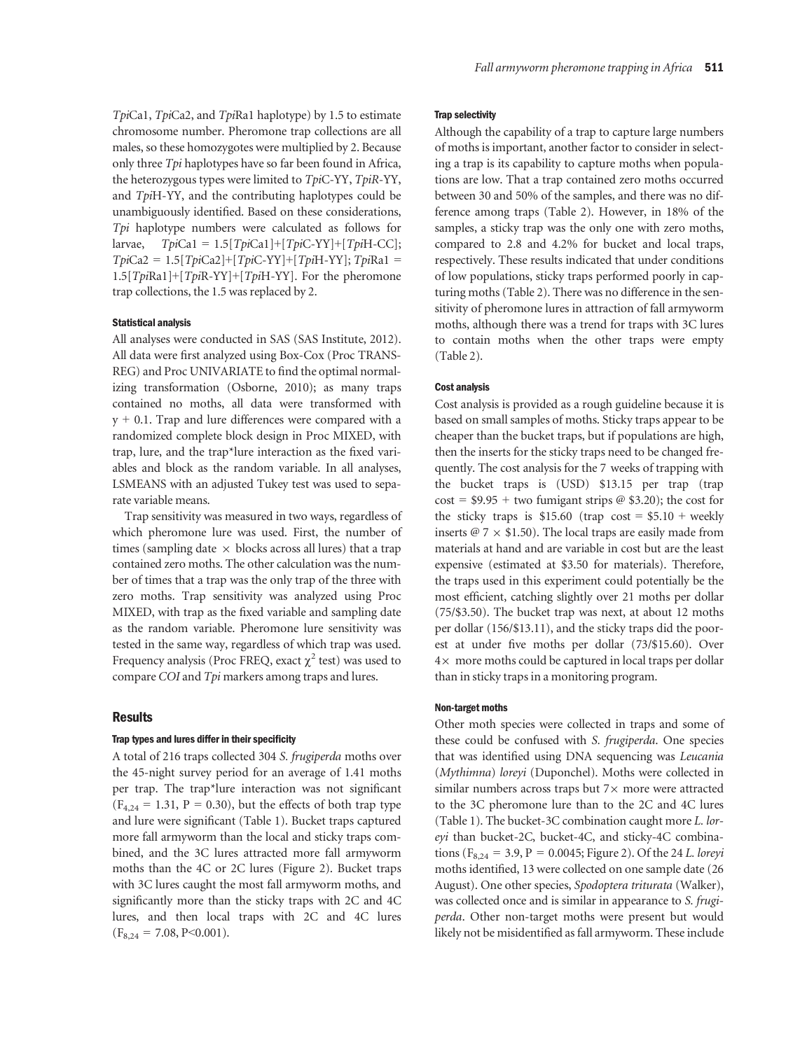*Tpi*Ca1, *Tpi*Ca2, and *Tpi*Ra1 haplotype) by 1.5 to estimate chromosome number. Pheromone trap collections are all males, so these homozygotes were multiplied by 2. Because only three *Tpi* haplotypes have so far been found in Africa, the heterozygous types were limited to *Tpi*C-YY, *TpiR*-YY, and *Tpi*H-YY, and the contributing haplotypes could be unambiguously identified. Based on these considerations, *Tpi* haplotype numbers were calculated as follows for larvae, *Tpi*Ca1 = 1.5[*Tpi*Ca1]+[*Tpi*C-YY]+[*Tpi*H-CC]; *Tpi*Ca2 = 1.5[*Tpi*Ca2]+[*Tpi*C-YY]+[*Tpi*H-YY]; *Tpi*Ra1 = 1.5[*Tpi*Ra1]+[*Tpi*R-YY]+[*Tpi*H-YY]. For the pheromone trap collections, the 1.5 was replaced by 2.

#### Statistical analysis

All analyses were conducted in SAS (SAS Institute, 2012). All data were first analyzed using Box-Cox (Proc TRANSREG) and Proc UNIVARIATE to find the optimal normalizing transformation (Osborne, 2010); as many traps contained no moths, all data were transformed with y + 0.1. Trap and lure differences were compared with a randomized complete block design in Proc MIXED, with trap, lure, and the trap*lure interaction as the fixed variables and block as the random variable. In all analyses, LSMEANS with an adjusted Tukey test was used to separate variable means.

Trap sensitivity was measured in two ways, regardless of which pheromone lure was used. First, the number of times (sampling date × blocks across all lures) that a trap contained zero moths. The other calculation was the number of times that a trap was the only trap of the three with zero moths. Trap sensitivity was analyzed using Proc MIXED, with trap as the fixed variable and sampling date as the random variable. Pheromone lure sensitivity was tested in the same way, regardless of which trap was used. Frequency analysis (Proc FREQ, exact $\chi^2$ test) was used to compare *COI* and *Tpi* markers among traps and lures.

## Results

#### Trap types and lures differ in their specificity

A total of 216 traps collected 304 *S. frugiperda* moths over the 45-night survey period for an average of 1.41 moths per trap. The trap*lure interaction was not significant ($F_{4,24} = 1.31$, $P = 0.30$), but the effects of both trap type and lure were significant (Table 1). Bucket traps captured more fall armyworm than the local and sticky traps combined, and the 3C lures attracted more fall armyworm moths than the 4C or 2C lures (Figure 2). Bucket traps with 3C lures caught the most fall armyworm moths, and significantly more than the sticky traps with 2C and 4C lures, and then local traps with 2C and 4C lures ($F_{8,24} = 7.08$, $P<0.001$).

#### Trap selectivity

Although the capability of a trap to capture large numbers of moths is important, another factor to consider in selecting a trap is its capability to capture moths when populations are low. That a trap contained zero moths occurred between 30 and 50% of the samples, and there was no difference among traps (Table 2). However, in 18% of the samples, a sticky trap was the only one with zero moths, compared to 2.8 and 4.2% for bucket and local traps, respectively. These results indicated that under conditions of low populations, sticky traps performed poorly in capturing moths (Table 2). There was no difference in the sensitivity of pheromone lures in attraction of fall armyworm moths, although there was a trend for traps with 3C lures to contain moths when the other traps were empty (Table 2).

#### Cost analysis

Cost analysis is provided as a rough guideline because it is based on small samples of moths. Sticky traps appear to be cheaper than the bucket traps, but if populations are high, then the inserts for the sticky traps need to be changed frequently. The cost analysis for the 7 weeks of trapping with the bucket traps is (USD) \$13.15 per trap (trap cost = \$9.95 + two fumigant strips @ \$3.20); the cost for the sticky traps is \$15.60 (trap cost = \$5.10 + weekly inserts @ 7 × \$1.50). The local traps are easily made from materials at hand and are variable in cost but are the least expensive (estimated at \$3.50 for materials). Therefore, the traps used in this experiment could potentially be the most efficient, catching slightly over 21 moths per dollar (75/\$3.50). The bucket trap was next, at about 12 moths per dollar (156/\$13.11), and the sticky traps did the poorest at under five moths per dollar (73/\$15.60). Over 4× more moths could be captured in local traps per dollar than in sticky traps in a monitoring program.

#### Non-target moths

Other moth species were collected in traps and some of these could be confused with *S. frugiperda*. One species that was identified using DNA sequencing was *Leucania* (*Mythimna*) *loreyi* (Duponchel). Moths were collected in similar numbers across traps but 7× more were attracted to the 3C pheromone lure than to the 2C and 4C lures (Table 1). The bucket-3C combination caught more *L. loreyi* than bucket-2C, bucket-4C, and sticky-4C combinations ($F_{8,24} = 3.9$, $P = 0.0045$; Figure 2). Of the 24 *L. loreyi* moths identified, 13 were collected on one sample date (26 August). One other species, *Spodoptera triturata* (Walker), was collected once and is similar in appearance to *S. frugiperda*. Other non-target moths were present but would likely not be misidentified as fall armyworm. These include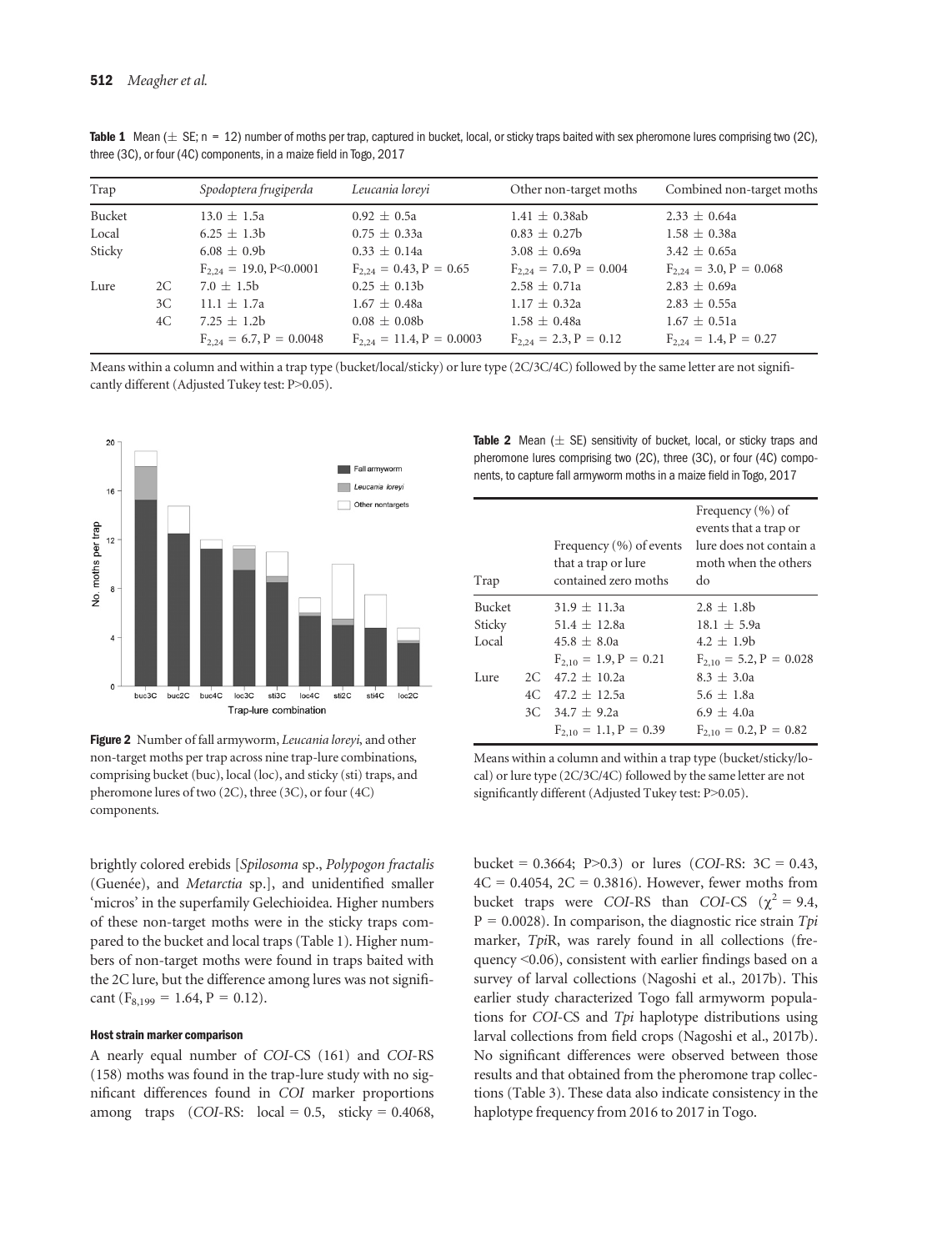**Table 1** Mean (± SE; n = 12) number of moths per trap, captured in bucket, local, or sticky traps baited with sex pheromone lures comprising two (2C), three (3C), or four (4C) components, in a maize field in Togo, 2017

| Trap | | *Spodoptera frugiperda* | *Leucania loreyi* | Other non-target moths | Combined non-target moths |
|---|---|---|---|---|---|
| Bucket | | 13.0 ± 1.5a | 0.92 ± 0.5a | 1.41 ± 0.38ab | 2.33 ± 0.64a |
| Local | | 6.25 ± 1.3b | 0.75 ± 0.33a | 0.83 ± 0.27b | 1.58 ± 0.38a |
| Sticky | | 6.08 ± 0.9b | 0.33 ± 0.14a | 3.08 ± 0.69a | 3.42 ± 0.65a |
| | | $F_{2,24}$ = 19.0, P<0.0001 | $F_{2,24}$ = 0.43, P = 0.65 | $F_{2,24}$ = 7.0, P = 0.004 | $F_{2,24}$ = 3.0, P = 0.068 |
| Lure | 2C | 7.0 ± 1.5b | 0.25 ± 0.13b | 2.58 ± 0.71a | 2.83 ± 0.69a |
| | 3C | 11.1 ± 1.7a | 1.67 ± 0.48a | 1.17 ± 0.32a | 2.83 ± 0.55a |
| | 4C | 7.25 ± 1.2b | 0.08 ± 0.08b | 1.58 ± 0.48a | 1.67 ± 0.51a |
| | | $F_{2,24}$ = 6.7, P = 0.0048 | $F_{2,24}$ = 11.4, P = 0.0003 | $F_{2,24}$ = 2.3, P = 0.12 | $F_{2,24}$ = 1.4, P = 0.27 |

Means within a column and within a trap type (bucket/local/sticky) or lure type (2C/3C/4C) followed by the same letter are not significantly different (Adjusted Tukey test: P>0.05).

**Figure 2** Number of fall armyworm, *Leucania loreyi*, and other non-target moths per trap across nine trap-lure combinations, comprising bucket (buc), local (loc), and sticky (sti) traps, and pheromone lures of two (2C), three (3C), or four (4C) components.

brightly colored erebids [*Spilosoma* sp., *Polypogon fractalis* (Guenée), and *Metarctia* sp.], and unidentified smaller 'micros' in the superfamily Gelechioidea. Higher numbers of these non-target moths were in the sticky traps compared to the bucket and local traps (Table 1). Higher numbers of non-target moths were found in traps baited with the 2C lure, but the difference among lures was not significant ($F_{8,199}$ = 1.64, P = 0.12).

**Table 2** Mean (± SE) sensitivity of bucket, local, or sticky traps and pheromone lures comprising two (2C), three (3C), or four (4C) components, to capture fall armyworm moths in a maize field in Togo, 2017

| Trap | | Frequency (%) of events that a trap or lure contained zero moths | Frequency (%) of events that a trap or lure does not contain a moth when the others do |
|---|---|---|---|
| Bucket | | 31.9 ± 11.3a | 2.8 ± 1.8b |
| Sticky | | 51.4 ± 12.8a | 18.1 ± 5.9a |
| Local | | 45.8 ± 8.0a | 4.2 ± 1.9b |
| | | $F_{2,10}$ = 1.9, P = 0.21 | $F_{2,10}$ = 5.2, P = 0.028 |
| Lure | 2C | 47.2 ± 10.2a | 8.3 ± 3.0a |
| | 4C | 47.2 ± 12.5a | 5.6 ± 1.8a |
| | 3C | 34.7 ± 9.2a | 6.9 ± 4.0a |
| | | $F_{2,10}$ = 1.1, P = 0.39 | $F_{2,10}$ = 0.2, P = 0.82 |

Means within a column and within a trap type (bucket/sticky/local) or lure type (2C/3C/4C) followed by the same letter are not significantly different (Adjusted Tukey test: P>0.05).

#### Host strain marker comparison

A nearly equal number of *COI*-CS (161) and *COI*-RS (158) moths was found in the trap-lure study with no significant differences found in *COI* marker proportions among traps (*COI*-RS: local = 0.5, sticky = 0.4068, bucket = 0.3664; P>0.3) or lures (*COI*-RS: 3C = 0.43, 4C = 0.4054, 2C = 0.3816). However, fewer moths from bucket traps were *COI*-RS than *COI*-CS ($\chi^2$ = 9.4, P = 0.0028). In comparison, the diagnostic rice strain *Tpi* marker, *Tpi*R, was rarely found in all collections (frequency <0.06), consistent with earlier findings based on a survey of larval collections (Nagoshi et al., 2017b). This earlier study characterized Togo fall armyworm populations for *COI*-CS and *Tpi* haplotype distributions using larval collections from field crops (Nagoshi et al., 2017b). No significant differences were observed between those results and that obtained from the pheromone trap collections (Table 3). These data also indicate consistency in the haplotype frequency from 2016 to 2017 in Togo.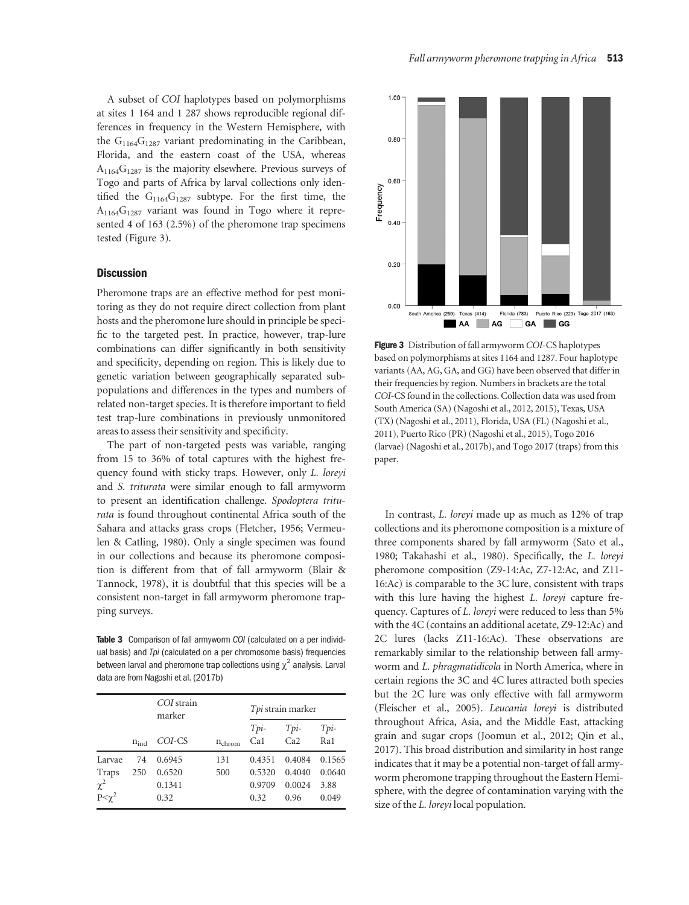A subset of *COI* haplotypes based on polymorphisms at sites 1 164 and 1 287 shows reproducible regional differences in frequency in the Western Hemisphere, with the $G_{1164}G_{1287}$ variant predominating in the Caribbean, Florida, and the eastern coast of the USA, whereas $A_{1164}G_{1287}$ is the majority elsewhere. Previous surveys of Togo and parts of Africa by larval collections only identified the $G_{1164}G_{1287}$ subtype. For the first time, the $A_{1164}G_{1287}$ variant was found in Togo where it represented 4 of 163 (2.5%) of the pheromone trap specimens tested (Figure 3).

## Discussion

Pheromone traps are an effective method for pest monitoring as they do not require direct collection from plant hosts and the pheromone lure should in principle be specific to the targeted pest. In practice, however, trap-lure combinations can differ significantly in both sensitivity and specificity, depending on region. This is likely due to genetic variation between geographically separated subpopulations and differences in the types and numbers of related non-target species. It is therefore important to field test trap-lure combinations in previously unmonitored areas to assess their sensitivity and specificity.

The part of non-targeted pests was variable, ranging from 15 to 36% of total captures with the highest frequency found with sticky traps. However, only *L. loreyi* and *S. triturata* were similar enough to fall armyworm to present an identification challenge. *Spodoptera triturata* is found throughout continental Africa south of the Sahara and attacks grass crops (Fletcher, 1956; Vermeulen & Catling, 1980). Only a single specimen was found in our collections and because its pheromone composition is different from that of fall armyworm (Blair & Tannock, 1978), it is doubtful that this species will be a consistent non-target in fall armyworm pheromone trapping surveys.

**Table 3** Comparison of fall armyworm *COI* (calculated on a per individual basis) and *Tpi* (calculated on a per chromosome basis) frequencies between larval and pheromone trap collections using $\chi^2$ analysis. Larval data are from Nagoshi et al. (2017b)

| | *COI* strain marker | | *Tpi* strain marker | | | |
|---|---|---|---|---|---|---|
| | $n_{ind}$ | *COI*-CS | $n_{chrom}$ | *Tpi*-Ca1 | *Tpi*-Ca2 | *Tpi*-Ra1 |
| Larvae | 74 | 0.6945 | 131 | 0.4351 | 0.4084 | 0.1565 |
| Traps | 250 | 0.6520 | 500 | 0.5320 | 0.4040 | 0.0640 |
| $\chi^2$ | | 0.1341 | | 0.9709 | 0.0024 | 3.88 |
| $P<\chi^2$ | | 0.32 | | 0.32 | 0.96 | 0.049 |

**Figure 3** Distribution of fall armyworm *COI*-CS haplotypes based on polymorphisms at sites 1164 and 1287. Four haplotype variants (AA, AG, GA, and GG) have been observed that differ in their frequencies by region. Numbers in brackets are the total *COI*-CS found in the collections. Collection data was used from South America (SA) (Nagoshi et al., 2012, 2015), Texas, USA (TX) (Nagoshi et al., 2011), Florida, USA (FL) (Nagoshi et al., 2011), Puerto Rico (PR) (Nagoshi et al., 2015), Togo 2016 (larvae) (Nagoshi et al., 2017b), and Togo 2017 (traps) from this paper.

In contrast, *L. loreyi* made up as much as 12% of trap collections and its pheromone composition is a mixture of three components shared by fall armyworm (Sato et al., 1980; Takahashi et al., 1980). Specifically, the *L. loreyi* pheromone composition (Z9-14:Ac, Z7-12:Ac, and Z11-16:Ac) is comparable to the 3C lure, consistent with traps with this lure having the highest *L. loreyi* capture frequency. Captures of *L. loreyi* were reduced to less than 5% with the 4C (contains an additional acetate, Z9-12:Ac) and 2C lures (lacks Z11-16:Ac). These observations are remarkably similar to the relationship between fall armyworm and *L. phragmatidicola* in North America, where in certain regions the 3C and 4C lures attracted both species but the 2C lure was only effective with fall armyworm (Fleischer et al., 2005). *Leucania loreyi* is distributed throughout Africa, Asia, and the Middle East, attacking grain and sugar crops (Joomun et al., 2012; Qin et al., 2017). This broad distribution and similarity in host range indicates that it may be a potential non-target of fall armyworm pheromone trapping throughout the Eastern Hemisphere, with the degree of contamination varying with the size of the *L. loreyi* local population.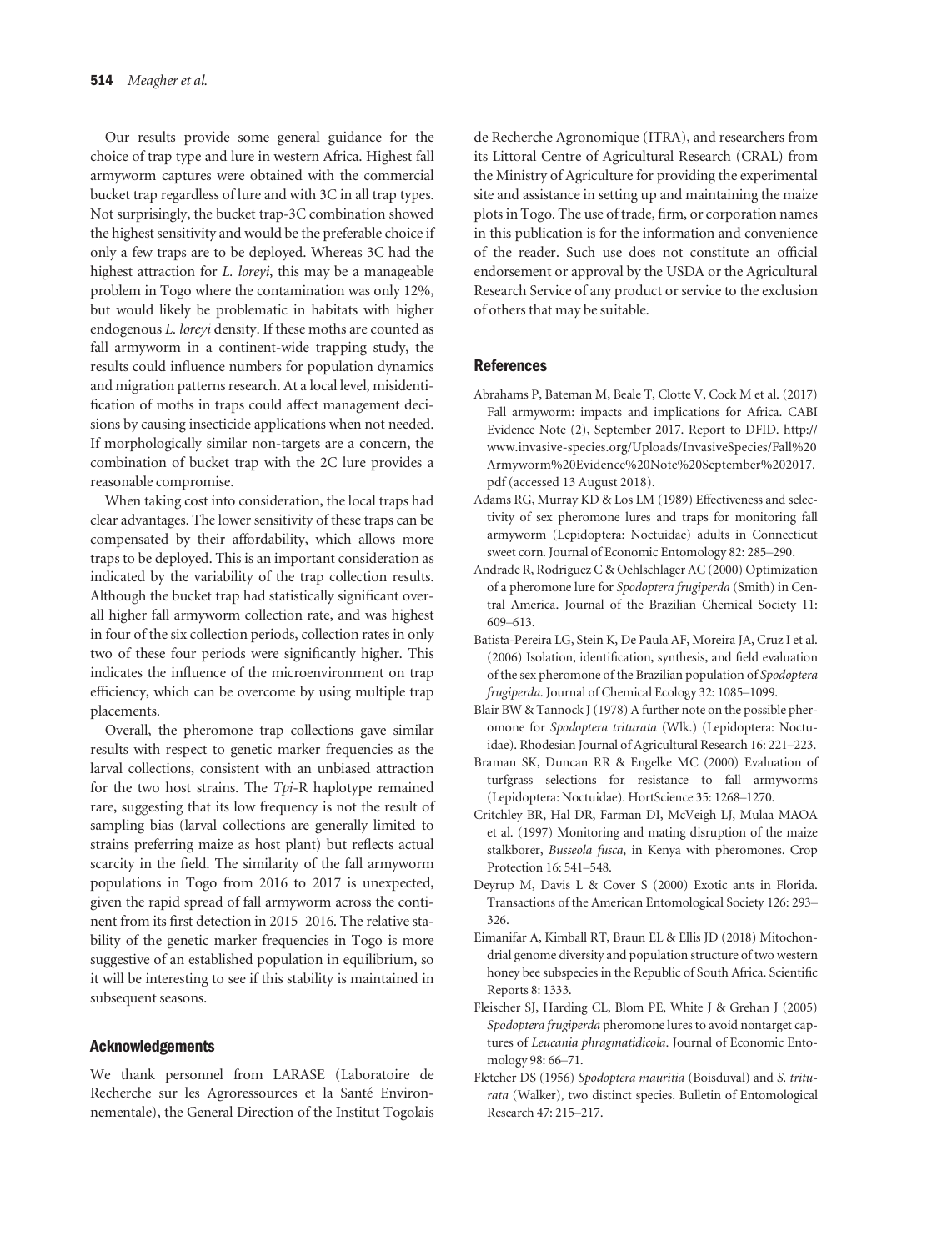Our results provide some general guidance for the choice of trap type and lure in western Africa. Highest fall armyworm captures were obtained with the commercial bucket trap regardless of lure and with 3C in all trap types. Not surprisingly, the bucket trap-3C combination showed the highest sensitivity and would be the preferable choice if only a few traps are to be deployed. Whereas 3C had the highest attraction for *L. loreyi*, this may be a manageable problem in Togo where the contamination was only 12%, but would likely be problematic in habitats with higher endogenous *L. loreyi* density. If these moths are counted as fall armyworm in a continent-wide trapping study, the results could influence numbers for population dynamics and migration patterns research. At a local level, misidentification of moths in traps could affect management decisions by causing insecticide applications when not needed. If morphologically similar non-targets are a concern, the combination of bucket trap with the 2C lure provides a reasonable compromise.

When taking cost into consideration, the local traps had clear advantages. The lower sensitivity of these traps can be compensated by their affordability, which allows more traps to be deployed. This is an important consideration as indicated by the variability of the trap collection results. Although the bucket trap had statistically significant overall higher fall armyworm collection rate, and was highest in four of the six collection periods, collection rates in only two of these four periods were significantly higher. This indicates the influence of the microenvironment on trap efficiency, which can be overcome by using multiple trap placements.

Overall, the pheromone trap collections gave similar results with respect to genetic marker frequencies as the larval collections, consistent with an unbiased attraction for the two host strains. The *Tpi*-R haplotype remained rare, suggesting that its low frequency is not the result of sampling bias (larval collections are generally limited to strains preferring maize as host plant) but reflects actual scarcity in the field. The similarity of the fall armyworm populations in Togo from 2016 to 2017 is unexpected, given the rapid spread of fall armyworm across the continent from its first detection in 2015–2016. The relative stability of the genetic marker frequencies in Togo is more suggestive of an established population in equilibrium, so it will be interesting to see if this stability is maintained in subsequent seasons.

## Acknowledgements

We thank personnel from LARASE (Laboratoire de Recherche sur les Agroressources et la Santé Environnementale), the General Direction of the Institut Togolais de Recherche Agronomique (ITRA), and researchers from its Littoral Centre of Agricultural Research (CRAL) from the Ministry of Agriculture for providing the experimental site and assistance in setting up and maintaining the maize plots in Togo. The use of trade, firm, or corporation names in this publication is for the information and convenience of the reader. Such use does not constitute an official endorsement or approval by the USDA or the Agricultural Research Service of any product or service to the exclusion of others that may be suitable.

## References

Abrahams P, Bateman M, Beale T, Clotte V, Cock M et al. (2017) Fall armyworm: impacts and implications for Africa. CABI Evidence Note (2), September 2017. Report to DFID. http://www.invasive-species.org/Uploads/InvasiveSpecies/Fall%20Armyworm%20Evidence%20Note%20September%202017.pdf (accessed 13 August 2018).

Adams RG, Murray KD & Los LM (1989) Effectiveness and selectivity of sex pheromone lures and traps for monitoring fall armyworm (Lepidoptera: Noctuidae) adults in Connecticut sweet corn. Journal of Economic Entomology 82: 285–290.

Andrade R, Rodriguez C & Oehlschlager AC (2000) Optimization of a pheromone lure for *Spodoptera frugiperda* (Smith) in Central America. Journal of the Brazilian Chemical Society 11: 609–613.

Batista-Pereira LG, Stein K, De Paula AF, Moreira JA, Cruz I et al. (2006) Isolation, identification, synthesis, and field evaluation of the sex pheromone of the Brazilian population of *Spodoptera frugiperda*. Journal of Chemical Ecology 32: 1085–1099.

Blair BW & Tannock J (1978) A further note on the possible pheromone for *Spodoptera triturata* (Wlk.) (Lepidoptera: Noctuidae). Rhodesian Journal of Agricultural Research 16: 221–223.

Braman SK, Duncan RR & Engelke MC (2000) Evaluation of turfgrass selections for resistance to fall armyworms (Lepidoptera: Noctuidae). HortScience 35: 1268–1270.

Critchley BR, Hal DR, Farman DI, McVeigh LJ, Mulaa MAOA et al. (1997) Monitoring and mating disruption of the maize stalkborer, *Busseola fusca*, in Kenya with pheromones. Crop Protection 16: 541–548.

Deyrup M, Davis L & Cover S (2000) Exotic ants in Florida. Transactions of the American Entomological Society 126: 293–326.

Eimanifar A, Kimball RT, Braun EL & Ellis JD (2018) Mitochondrial genome diversity and population structure of two western honey bee subspecies in the Republic of South Africa. Scientific Reports 8: 1333.

Fleischer SJ, Harding CL, Blom PE, White J & Grehan J (2005) *Spodoptera frugiperda* pheromone lures to avoid nontarget captures of *Leucania phragmatidicola*. Journal of Economic Entomology 98: 66–71.

Fletcher DS (1956) *Spodoptera mauritia* (Boisduval) and *S. triturata* (Walker), two distinct species. Bulletin of Entomological Research 47: 215–217.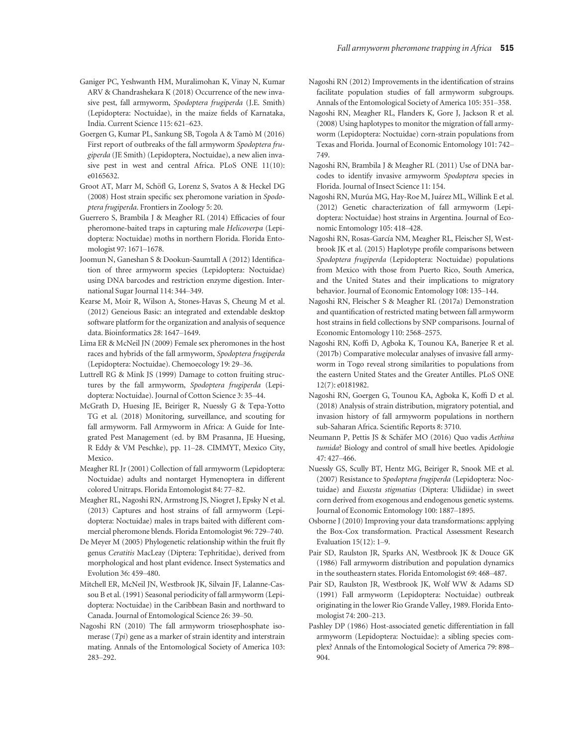Ganiger PC, Yeshwanth HM, Muralimohan K, Vinay N, Kumar ARV & Chandrashekara K (2018) Occurrence of the new invasive pest, fall armyworm, *Spodoptera frugiperda* (J.E. Smith) (Lepidoptera: Noctuidae), in the maize fields of Karnataka, India. Current Science 115: 621–623.

Goergen G, Kumar PL, Sankung SB, Togola A & Tamò M (2016) First report of outbreaks of the fall armyworm *Spodoptera frugiperda* (JE Smith) (Lepidoptera, Noctuidae), a new alien invasive pest in west and central Africa. PLoS ONE 11(10): e0165632.

Groot AT, Marr M, Schöfl G, Lorenz S, Svatos A & Heckel DG (2008) Host strain specific sex pheromone variation in *Spodoptera frugiperda*. Frontiers in Zoology 5: 20.

Guerrero S, Brambila J & Meagher RL (2014) Efficacies of four pheromone-baited traps in capturing male *Helicoverpa* (Lepidoptera: Noctuidae) moths in northern Florida. Florida Entomologist 97: 1671–1678.

Joomun N, Ganeshan S & Dookun-Saumtally A (2012) Identification of three armyworm species (Lepidoptera: Noctuidae) using DNA barcodes and restriction enzyme digestion. International Sugar Journal 114: 344–349.

Kearse M, Moir R, Wilson A, Stones-Havas S, Cheung M et al. (2012) Geneious Basic: an integrated and extendable desktop software platform for the organization and analysis of sequence data. Bioinformatics 28: 1647–1649.

Lima ER & McNeil JN (2009) Female sex pheromones in the host races and hybrids of the fall armyworm, *Spodoptera frugiperda* (Lepidoptera: Noctuidae). Chemoecology 19: 29–36.

Luttrell RG & Mink JS (1999) Damage to cotton fruiting structures by the fall armyworm, *Spodoptera frugiperda* (Lepidoptera: Noctuidae). Journal of Cotton Science 3: 35–44.

McGrath D, Huesing JE, Beiriger R, Nuessly G & Tepa-Yotto TG et al. (2018) Monitoring, surveillance, and scouting for fall armyworm. Fall Armyworm in Africa: A Guide for Integrated Pest Management (ed. by BM Prasanna, JE Huesing, R Eddy & VM Peschke), pp. 11–28. CIMMYT, Mexico City, Mexico.

Meagher RL Jr (2001) Collection of fall armyworm (Lepidoptera: Noctuidae) adults and nontarget Hymenoptera in different colored Unitraps. Florida Entomologist 84: 77–82.

Meagher RL, Nagoshi RN, Armstrong JS, Niogret J, Epsky N et al. (2013) Captures and host strains of fall armyworm (Lepidoptera: Noctuidae) males in traps baited with different commercial pheromone blends. Florida Entomologist 96: 729–740.

De Meyer M (2005) Phylogenetic relationship within the fruit fly genus *Ceratitis* MacLeay (Diptera: Tephritidae), derived from morphological and host plant evidence. Insect Systematics and Evolution 36: 459–480.

Mitchell ER, McNeil JN, Westbrook JK, Silvain JF, Lalanne-Cassou B et al. (1991) Seasonal periodicity of fall armyworm (Lepidoptera: Noctuidae) in the Caribbean Basin and northward to Canada. Journal of Entomological Science 26: 39–50.

Nagoshi RN (2010) The fall armyworm triosephosphate isomerase (*Tpi*) gene as a marker of strain identity and interstrain mating. Annals of the Entomological Society of America 103: 283–292.

Nagoshi RN (2012) Improvements in the identification of strains facilitate population studies of fall armyworm subgroups. Annals of the Entomological Society of America 105: 351–358.

Nagoshi RN, Meagher RL, Flanders K, Gore J, Jackson R et al. (2008) Using haplotypes to monitor the migration of fall armyworm (Lepidoptera: Noctuidae) corn-strain populations from Texas and Florida. Journal of Economic Entomology 101: 742–749.

Nagoshi RN, Brambila J & Meagher RL (2011) Use of DNA barcodes to identify invasive armyworm *Spodoptera* species in Florida. Journal of Insect Science 11: 154.

Nagoshi RN, Murúa MG, Hay-Roe M, Juárez ML, Willink E et al. (2012) Genetic characterization of fall armyworm (Lepidoptera: Noctuidae) host strains in Argentina. Journal of Economic Entomology 105: 418–428.

Nagoshi RN, Rosas-García NM, Meagher RL, Fleischer SJ, Westbrook JK et al. (2015) Haplotype profile comparisons between *Spodoptera frugiperda* (Lepidoptera: Noctuidae) populations from Mexico with those from Puerto Rico, South America, and the United States and their implications to migratory behavior. Journal of Economic Entomology 108: 135–144.

Nagoshi RN, Fleischer S & Meagher RL (2017a) Demonstration and quantification of restricted mating between fall armyworm host strains in field collections by SNP comparisons. Journal of Economic Entomology 110: 2568–2575.

Nagoshi RN, Koffi D, Agboka K, Tounou KA, Banerjee R et al. (2017b) Comparative molecular analyses of invasive fall armyworm in Togo reveal strong similarities to populations from the eastern United States and the Greater Antilles. PLoS ONE 12(7): e0181982.

Nagoshi RN, Goergen G, Tounou KA, Agboka K, Koffi D et al. (2018) Analysis of strain distribution, migratory potential, and invasion history of fall armyworm populations in northern sub-Saharan Africa. Scientific Reports 8: 3710.

Neumann P, Pettis JS & Schäfer MO (2016) Quo vadis *Aethina tumida*? Biology and control of small hive beetles. Apidologie 47: 427–466.

Nuessly GS, Scully BT, Hentz MG, Beiriger R, Snook ME et al. (2007) Resistance to *Spodoptera frugiperda* (Lepidoptera: Noctuidae) and *Euxesta stigmatias* (Diptera: Ulidiidae) in sweet corn derived from exogenous and endogenous genetic systems. Journal of Economic Entomology 100: 1887–1895.

Osborne J (2010) Improving your data transformations: applying the Box-Cox transformation. Practical Assessment Research Evaluation 15(12): 1–9.

Pair SD, Raulston JR, Sparks AN, Westbrook JK & Douce GK (1986) Fall armyworm distribution and population dynamics in the southeastern states. Florida Entomologist 69: 468–487.

Pair SD, Raulston JR, Westbrook JK, Wolf WW & Adams SD (1991) Fall armyworm (Lepidoptera: Noctuidae) outbreak originating in the lower Rio Grande Valley, 1989. Florida Entomologist 74: 200–213.

Pashley DP (1986) Host-associated genetic differentiation in fall armyworm (Lepidoptera: Noctuidae): a sibling species complex? Annals of the Entomological Society of America 79: 898–904.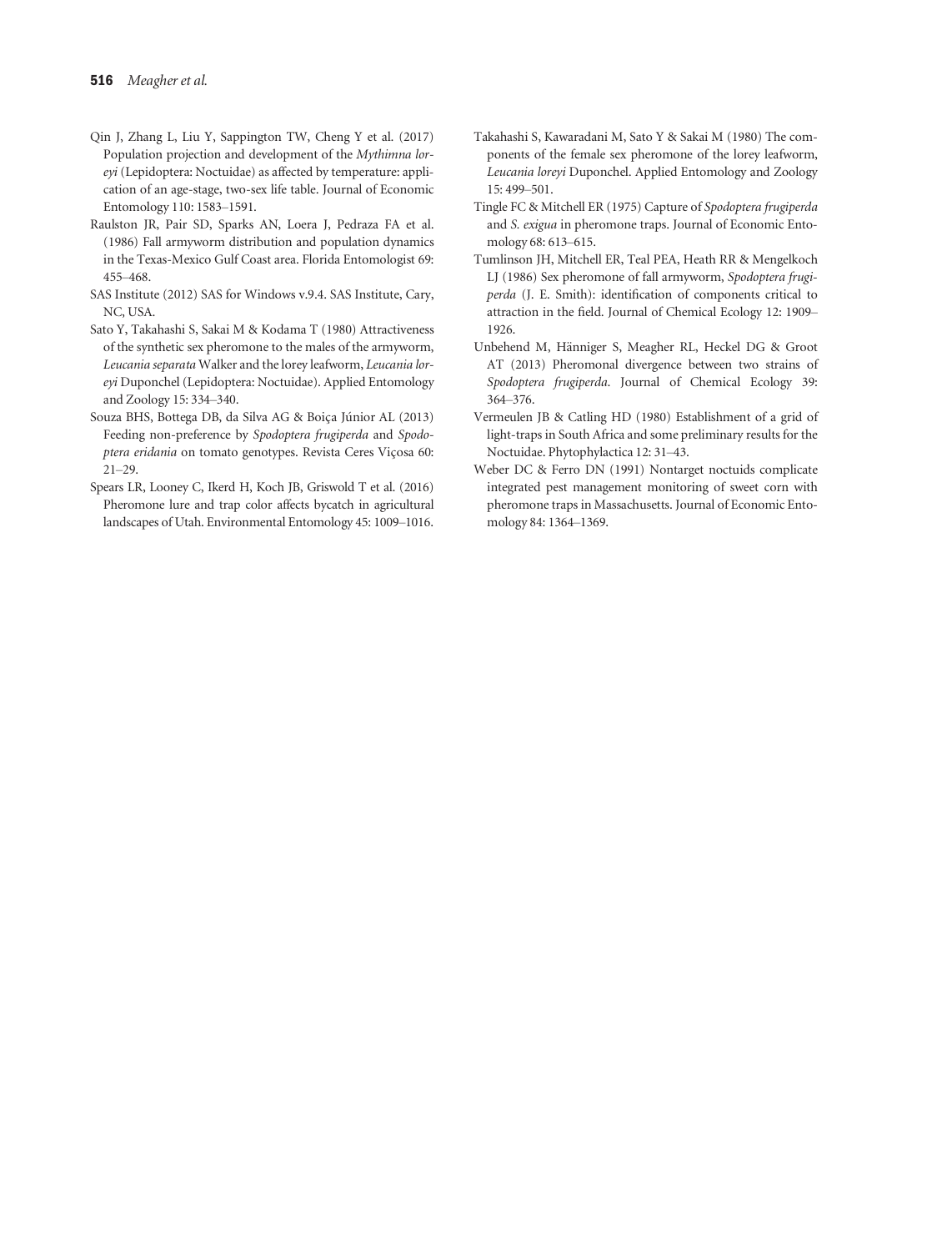Qin J, Zhang L, Liu Y, Sappington TW, Cheng Y et al. (2017) Population projection and development of the *Mythimna loreyi* (Lepidoptera: Noctuidae) as affected by temperature: application of an age-stage, two-sex life table. Journal of Economic Entomology 110: 1583–1591.

Raulston JR, Pair SD, Sparks AN, Loera J, Pedraza FA et al. (1986) Fall armyworm distribution and population dynamics in the Texas-Mexico Gulf Coast area. Florida Entomologist 69: 455–468.

SAS Institute (2012) SAS for Windows v.9.4. SAS Institute, Cary, NC, USA.

Sato Y, Takahashi S, Sakai M & Kodama T (1980) Attractiveness of the synthetic sex pheromone to the males of the armyworm, *Leucania separata* Walker and the lorey leafworm, *Leucania loreyi* Duponchel (Lepidoptera: Noctuidae). Applied Entomology and Zoology 15: 334–340.

Souza BHS, Bottega DB, da Silva AG & Boiça Júnior AL (2013) Feeding non-preference by *Spodoptera frugiperda* and *Spodoptera eridania* on tomato genotypes. Revista Ceres Viçosa 60: 21–29.

Spears LR, Looney C, Ikerd H, Koch JB, Griswold T et al. (2016) Pheromone lure and trap color affects bycatch in agricultural landscapes of Utah. Environmental Entomology 45: 1009–1016.

Takahashi S, Kawaradani M, Sato Y & Sakai M (1980) The components of the female sex pheromone of the lorey leafworm, *Leucania loreyi* Duponchel. Applied Entomology and Zoology 15: 499–501.

Tingle FC & Mitchell ER (1975) Capture of *Spodoptera frugiperda* and *S. exigua* in pheromone traps. Journal of Economic Entomology 68: 613–615.

Tumlinson JH, Mitchell ER, Teal PEA, Heath RR & Mengelkoch LJ (1986) Sex pheromone of fall armyworm, *Spodoptera frugiperda* (J. E. Smith): identification of components critical to attraction in the field. Journal of Chemical Ecology 12: 1909–1926.

Unbehend M, Hänniger S, Meagher RL, Heckel DG & Groot AT (2013) Pheromonal divergence between two strains of *Spodoptera frugiperda*. Journal of Chemical Ecology 39: 364–376.

Vermeulen JB & Catling HD (1980) Establishment of a grid of light-traps in South Africa and some preliminary results for the Noctuidae. Phytophylactica 12: 31–43.

Weber DC & Ferro DN (1991) Nontarget noctuids complicate integrated pest management monitoring of sweet corn with pheromone traps in Massachusetts. Journal of Economic Entomology 84: 1364–1369.